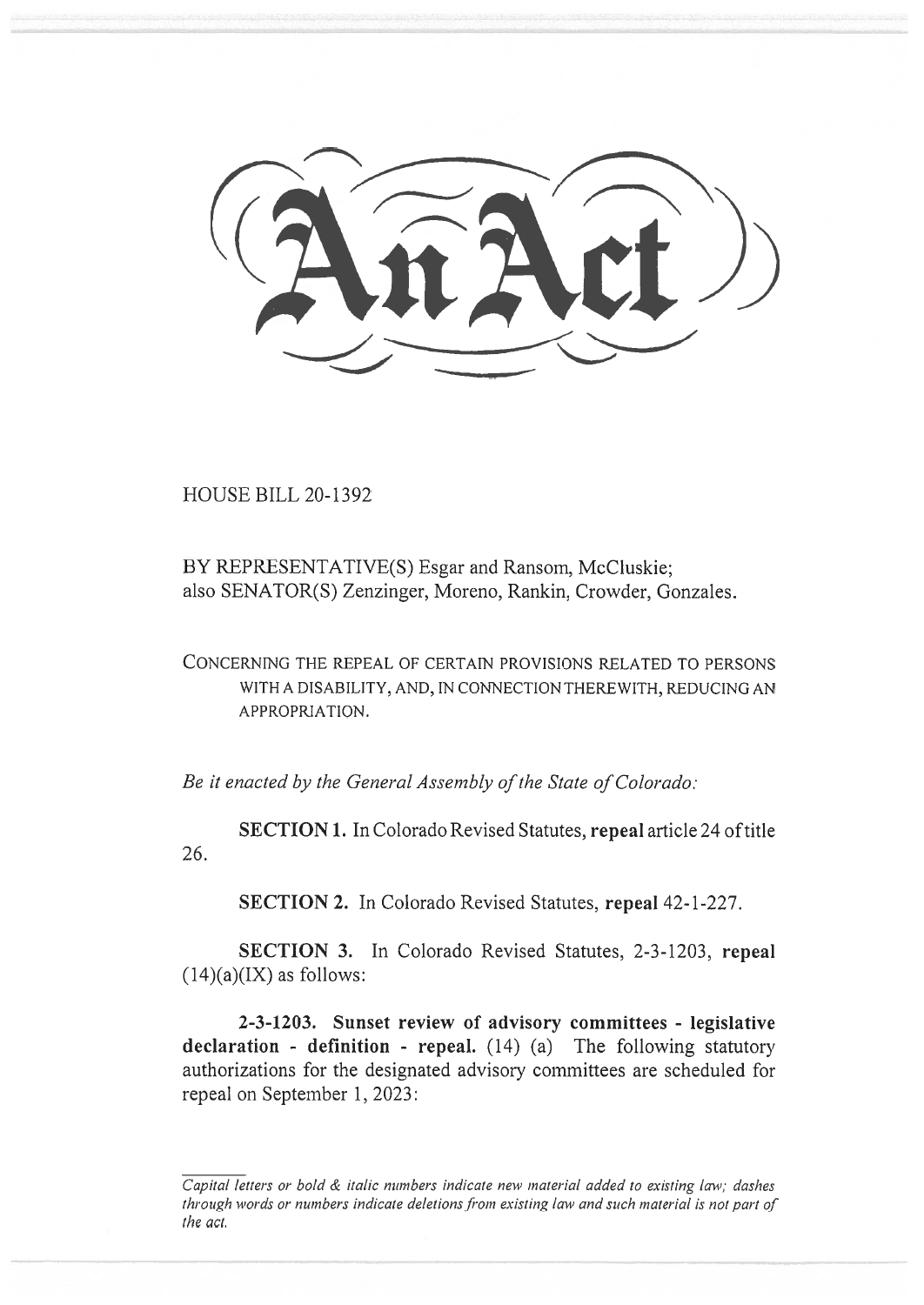# An Act

HOUSE BILL 20-1392

BY REPRESENTATIVE(S) Esgar and Ransom, McCluskie;
also SENATOR(S) Zenzinger, Moreno, Rankin, Crowder, Gonzales.

CONCERNING THE REPEAL OF CERTAIN PROVISIONS RELATED TO PERSONS WITH A DISABILITY, AND, IN CONNECTION THEREWITH, REDUCING AN APPROPRIATION.

*Be it enacted by the General Assembly of the State of Colorado:*

**SECTION 1.** In Colorado Revised Statutes, **repeal** article 24 of title 26.

**SECTION 2.** In Colorado Revised Statutes, **repeal** 42-1-227.

**SECTION 3.** In Colorado Revised Statutes, 2-3-1203, **repeal** (14)(a)(IX) as follows:

**2-3-1203. Sunset review of advisory committees - legislative declaration - definition - repeal.** (14) (a) The following statutory authorizations for the designated advisory committees are scheduled for repeal on September 1, 2023:

*Capital letters or bold & italic numbers indicate new material added to existing law; dashes through words or numbers indicate deletions from existing law and such material is not part of the act.*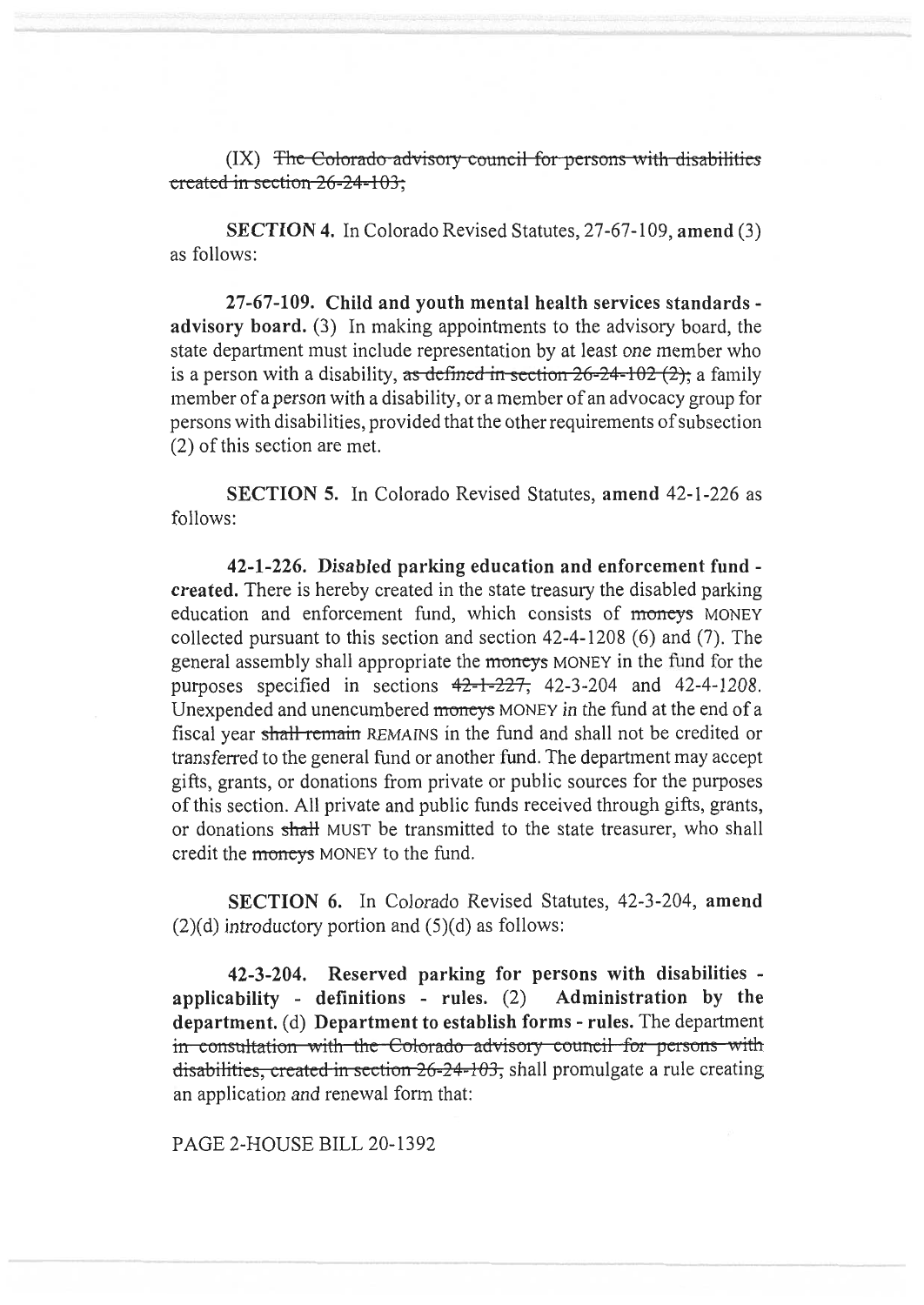(IX) ~~The Colorado advisory council for persons with disabilities created in section 26-24-103;~~

**SECTION 4.** In Colorado Revised Statutes, 27-67-109, **amend** (3) as follows:

**27-67-109. Child and youth mental health services standards - advisory board.** (3) In making appointments to the advisory board, the state department must include representation by at least one member who is a person with a disability, ~~as defined in section 26-24-102 (2)~~, a family member of a person with a disability, or a member of an advocacy group for persons with disabilities, provided that the other requirements of subsection (2) of this section are met.

**SECTION 5.** In Colorado Revised Statutes, **amend** 42-1-226 as follows:

**42-1-226. Disabled parking education and enforcement fund - created.** There is hereby created in the state treasury the disabled parking education and enforcement fund, which consists of ~~moneys~~ MONEY collected pursuant to this section and section 42-4-1208 (6) and (7). The general assembly shall appropriate the ~~moneys~~ MONEY in the fund for the purposes specified in sections ~~42-1-227,~~ 42-3-204 and 42-4-1208. Unexpended and unencumbered ~~moneys~~ MONEY in the fund at the end of a fiscal year ~~shall remain~~ REMAINS in the fund and shall not be credited or transferred to the general fund or another fund. The department may accept gifts, grants, or donations from private or public sources for the purposes of this section. All private and public funds received through gifts, grants, or donations ~~shall~~ MUST be transmitted to the state treasurer, who shall credit the ~~moneys~~ MONEY to the fund.

**SECTION 6.** In Colorado Revised Statutes, 42-3-204, **amend** (2)(d) introductory portion and (5)(d) as follows:

**42-3-204. Reserved parking for persons with disabilities - applicability - definitions - rules.** (2) **Administration by the department.** (d) **Department to establish forms - rules.** The department ~~in consultation with the Colorado advisory council for persons with disabilities, created in section 26-24-103,~~ shall promulgate a rule creating an application and renewal form that:

PAGE 2-HOUSE BILL 20-1392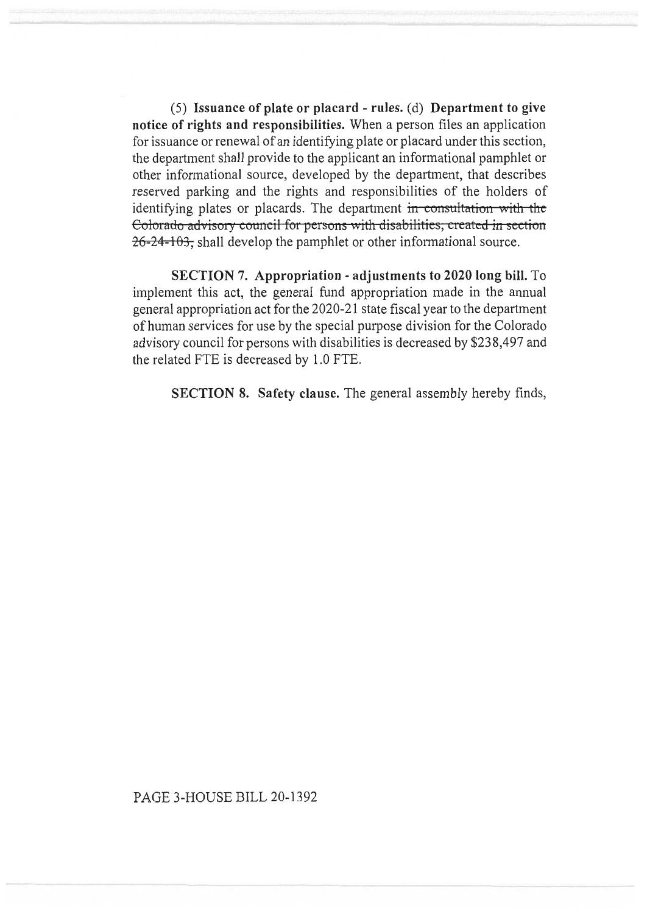(5) **Issuance of plate or placard - rules.** (d) **Department to give notice of rights and responsibilities.** When a person files an application for issuance or renewal of an identifying plate or placard under this section, the department shall provide to the applicant an informational pamphlet or other informational source, developed by the department, that describes reserved parking and the rights and responsibilities of the holders of identifying plates or placards. The department ~~in consultation with the Colorado advisory council for persons with disabilities, created in section 26-24-103,~~ shall develop the pamphlet or other informational source.

**SECTION 7. Appropriation - adjustments to 2020 long bill.** To implement this act, the general fund appropriation made in the annual general appropriation act for the 2020-21 state fiscal year to the department of human services for use by the special purpose division for the Colorado advisory council for persons with disabilities is decreased by $238,497 and the related FTE is decreased by 1.0 FTE.

**SECTION 8. Safety clause.** The general assembly hereby finds,

PAGE 3-HOUSE BILL 20-1392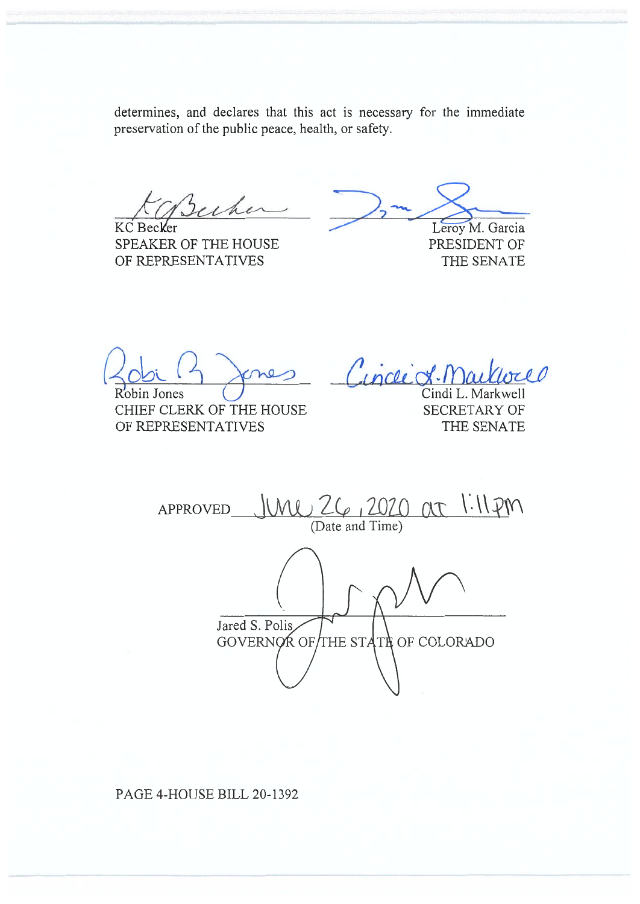determines, and declares that this act is necessary for the immediate preservation of the public peace, health, or safety.

KC Becker
SPEAKER OF THE HOUSE
OF REPRESENTATIVES

Leroy M. Garcia
PRESIDENT OF
THE SENATE

Robin Jones
CHIEF CLERK OF THE HOUSE
OF REPRESENTATIVES

Cindi L. Markwell
SECRETARY OF
THE SENATE

APPROVED June 26, 2020 at 1:11pm
(Date and Time)

Jared S. Polis
GOVERNOR OF THE STATE OF COLORADO

PAGE 4-HOUSE BILL 20-1392